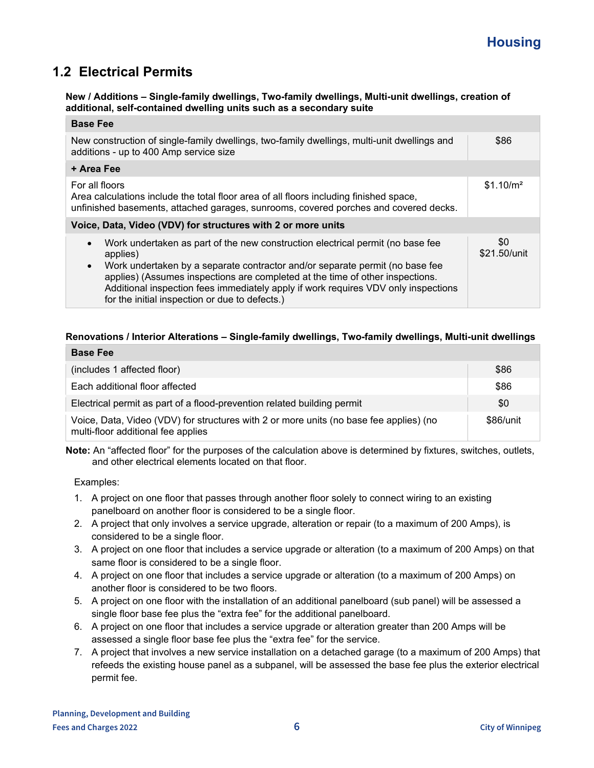## 1.2 Electrical Permits

**New / Additions – Single-family dwellings, Two-family dwellings, Multi-unit dwellings, creation of additional, self-contained dwelling units such as a secondary suite**

| **Base Fee** | |
|---|---|
| New construction of single-family dwellings, two-family dwellings, multi-unit dwellings and additions - up to 400 Amp service size | $86 |
| **+ Area Fee** | |
| For all floors<br>Area calculations include the total floor area of all floors including finished space, unfinished basements, attached garages, sunrooms, covered porches and covered decks. | $1.10/m² |
| **Voice, Data, Video (VDV) for structures with 2 or more units** | |
| • Work undertaken as part of the new construction electrical permit (no base fee applies)<br>• Work undertaken by a separate contractor and/or separate permit (no base fee applies) (Assumes inspections are completed at the time of other inspections. Additional inspection fees immediately apply if work requires VDV only inspections for the initial inspection or due to defects.) | $0<br>$21.50/unit |

**Renovations / Interior Alterations – Single-family dwellings, Two-family dwellings, Multi-unit dwellings**

| **Base Fee** | |
|---|---|
| (includes 1 affected floor) | $86 |
| Each additional floor affected | $86 |
| Electrical permit as part of a flood-prevention related building permit | $0 |
| Voice, Data, Video (VDV) for structures with 2 or more units (no base fee applies) (no multi-floor additional fee applies | $86/unit |

**Note:** An "affected floor" for the purposes of the calculation above is determined by fixtures, switches, outlets, and other electrical elements located on that floor.

Examples:

1. A project on one floor that passes through another floor solely to connect wiring to an existing panelboard on another floor is considered to be a single floor.
2. A project that only involves a service upgrade, alteration or repair (to a maximum of 200 Amps), is considered to be a single floor.
3. A project on one floor that includes a service upgrade or alteration (to a maximum of 200 Amps) on that same floor is considered to be a single floor.
4. A project on one floor that includes a service upgrade or alteration (to a maximum of 200 Amps) on another floor is considered to be two floors.
5. A project on one floor with the installation of an additional panelboard (sub panel) will be assessed a single floor base fee plus the "extra fee" for the additional panelboard.
6. A project on one floor that includes a service upgrade or alteration greater than 200 Amps will be assessed a single floor base fee plus the "extra fee" for the service.
7. A project that involves a new service installation on a detached garage (to a maximum of 200 Amps) that refeeds the existing house panel as a subpanel, will be assessed the base fee plus the exterior electrical permit fee.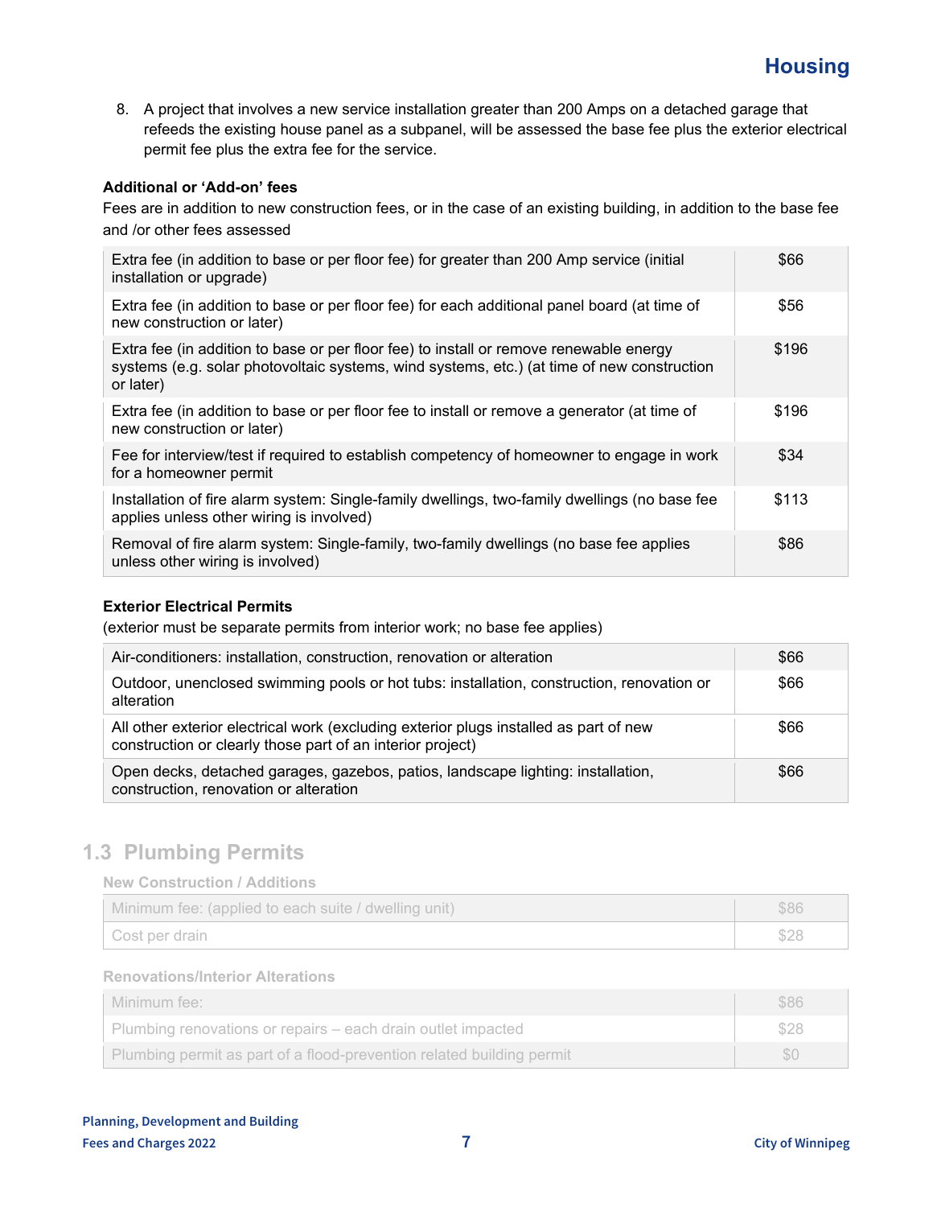8. A project that involves a new service installation greater than 200 Amps on a detached garage that refeeds the existing house panel as a subpanel, will be assessed the base fee plus the exterior electrical permit fee plus the extra fee for the service.

**Additional or 'Add-on' fees**

Fees are in addition to new construction fees, or in the case of an existing building, in addition to the base fee and /or other fees assessed

| | |
|---|---|
| Extra fee (in addition to base or per floor fee) for greater than 200 Amp service (initial installation or upgrade) | $66 |
| Extra fee (in addition to base or per floor fee) for each additional panel board (at time of new construction or later) | $56 |
| Extra fee (in addition to base or per floor fee) to install or remove renewable energy systems (e.g. solar photovoltaic systems, wind systems, etc.) (at time of new construction or later) | $196 |
| Extra fee (in addition to base or per floor fee to install or remove a generator (at time of new construction or later) | $196 |
| Fee for interview/test if required to establish competency of homeowner to engage in work for a homeowner permit | $34 |
| Installation of fire alarm system: Single-family dwellings, two-family dwellings (no base fee applies unless other wiring is involved) | $113 |
| Removal of fire alarm system: Single-family, two-family dwellings (no base fee applies unless other wiring is involved) | $86 |

**Exterior Electrical Permits**

(exterior must be separate permits from interior work; no base fee applies)

| | |
|---|---|
| Air-conditioners: installation, construction, renovation or alteration | $66 |
| Outdoor, unenclosed swimming pools or hot tubs: installation, construction, renovation or alteration | $66 |
| All other exterior electrical work (excluding exterior plugs installed as part of new construction or clearly those part of an interior project) | $66 |
| Open decks, detached garages, gazebos, patios, landscape lighting: installation, construction, renovation or alteration | $66 |

## 1.3 Plumbing Permits

**New Construction / Additions**

| | |
|---|---|
| Minimum fee: (applied to each suite / dwelling unit) | $86 |
| Cost per drain | $28 |

**Renovations/Interior Alterations**

| | |
|---|---|
| Minimum fee: | $86 |
| Plumbing renovations or repairs – each drain outlet impacted | $28 |
| Plumbing permit as part of a flood-prevention related building permit | $0 |